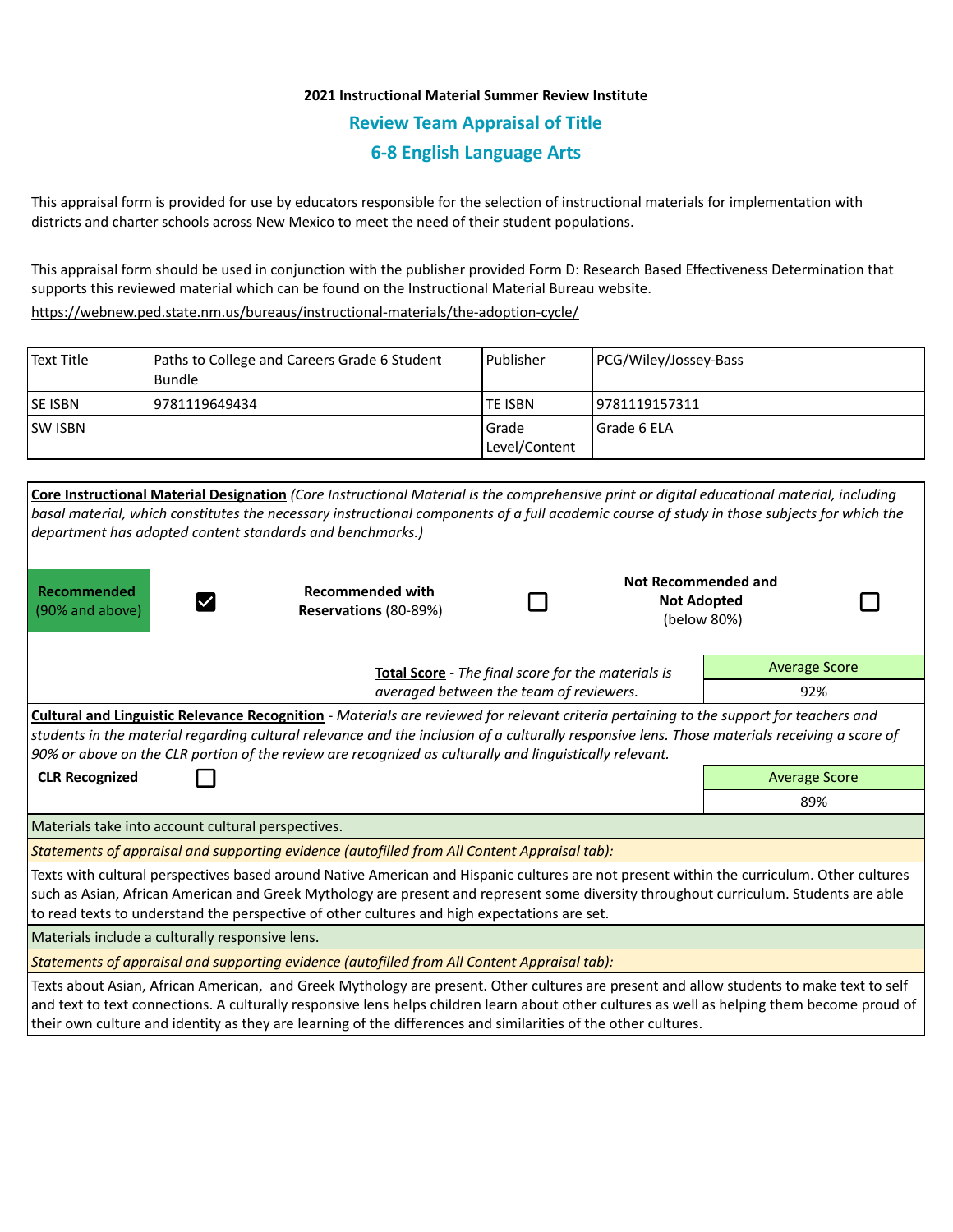**2021 Instructional Material Summer Review Institute**

## Review Team Appraisal of Title

## 6-8 English Language Arts

This appraisal form is provided for use by educators responsible for the selection of instructional materials for implementation with districts and charter schools across New Mexico to meet the need of their student populations.

This appraisal form should be used in conjunction with the publisher provided Form D: Research Based Effectiveness Determination that supports this reviewed material which can be found on the Instructional Material Bureau website.
https://webnew.ped.state.nm.us/bureaus/instructional-materials/the-adoption-cycle/

| Text Title | Paths to College and Careers Grade 6 Student Bundle | Publisher | PCG/Wiley/Jossey-Bass |
|---|---|---|---|
| SE ISBN | 9781119649434 | TE ISBN | 9781119157311 |
| SW ISBN | | Grade Level/Content | Grade 6 ELA |

**Core Instructional Material Designation** *(Core Instructional Material is the comprehensive print or digital educational material, including basal material, which constitutes the necessary instructional components of a full academic course of study in those subjects for which the department has adopted content standards and benchmarks.)*

| Recommended (90% and above) | ☑ | Recommended with Reservations (80-89%) | ☐ | Not Recommended and Not Adopted (below 80%) | ☐ |
|---|---|---|---|---|---|

**Total Score** - *The final score for the materials is averaged between the team of reviewers.*

| Average Score |
|---|
| 92% |

**Cultural and Linguistic Relevance Recognition** - *Materials are reviewed for relevant criteria pertaining to the support for teachers and students in the material regarding cultural relevance and the inclusion of a culturally responsive lens. Those materials receiving a score of 90% or above on the CLR portion of the review are recognized as culturally and linguistically relevant.*

**CLR Recognized** ☐

| Average Score |
|---|
| 89% |

Materials take into account cultural perspectives.

*Statements of appraisal and supporting evidence (autofilled from All Content Appraisal tab):*

Texts with cultural perspectives based around Native American and Hispanic cultures are not present within the curriculum. Other cultures such as Asian, African American and Greek Mythology are present and represent some diversity throughout curriculum. Students are able to read texts to understand the perspective of other cultures and high expectations are set.

Materials include a culturally responsive lens.

*Statements of appraisal and supporting evidence (autofilled from All Content Appraisal tab):*

Texts about Asian, African American, and Greek Mythology are present. Other cultures are present and allow students to make text to self and text to text connections. A culturally responsive lens helps children learn about other cultures as well as helping them become proud of their own culture and identity as they are learning of the differences and similarities of the other cultures.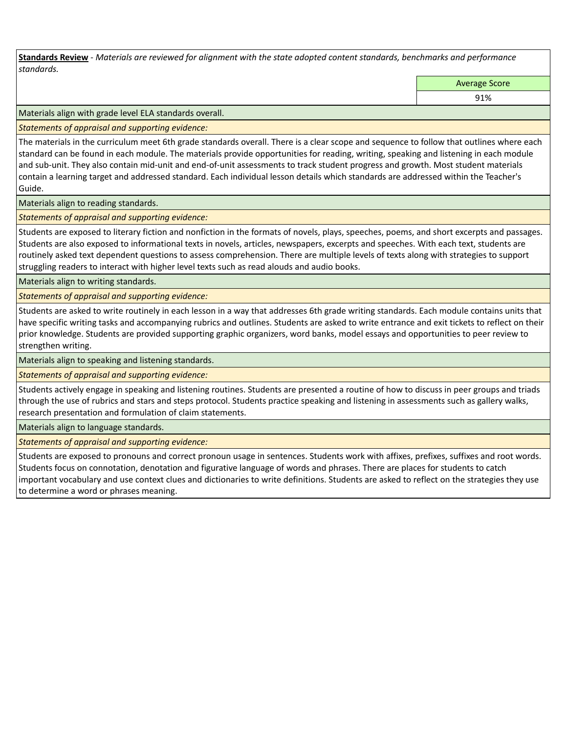**Standards Review** - *Materials are reviewed for alignment with the state adopted content standards, benchmarks and performance standards.*

| | Average Score |
|---|---|
| | 91% |

Materials align with grade level ELA standards overall.

*Statements of appraisal and supporting evidence:*

The materials in the curriculum meet 6th grade standards overall. There is a clear scope and sequence to follow that outlines where each standard can be found in each module. The materials provide opportunities for reading, writing, speaking and listening in each module and sub-unit. They also contain mid-unit and end-of-unit assessments to track student progress and growth. Most student materials contain a learning target and addressed standard. Each individual lesson details which standards are addressed within the Teacher's Guide.

Materials align to reading standards.

*Statements of appraisal and supporting evidence:*

Students are exposed to literary fiction and nonfiction in the formats of novels, plays, speeches, poems, and short excerpts and passages. Students are also exposed to informational texts in novels, articles, newspapers, excerpts and speeches. With each text, students are routinely asked text dependent questions to assess comprehension. There are multiple levels of texts along with strategies to support struggling readers to interact with higher level texts such as read alouds and audio books.

Materials align to writing standards.

*Statements of appraisal and supporting evidence:*

Students are asked to write routinely in each lesson in a way that addresses 6th grade writing standards. Each module contains units that have specific writing tasks and accompanying rubrics and outlines. Students are asked to write entrance and exit tickets to reflect on their prior knowledge. Students are provided supporting graphic organizers, word banks, model essays and opportunities to peer review to strengthen writing.

Materials align to speaking and listening standards.

*Statements of appraisal and supporting evidence:*

Students actively engage in speaking and listening routines. Students are presented a routine of how to discuss in peer groups and triads through the use of rubrics and stars and steps protocol. Students practice speaking and listening in assessments such as gallery walks, research presentation and formulation of claim statements.

Materials align to language standards.

*Statements of appraisal and supporting evidence:*

Students are exposed to pronouns and correct pronoun usage in sentences. Students work with affixes, prefixes, suffixes and root words. Students focus on connotation, denotation and figurative language of words and phrases. There are places for students to catch important vocabulary and use context clues and dictionaries to write definitions. Students are asked to reflect on the strategies they use to determine a word or phrases meaning.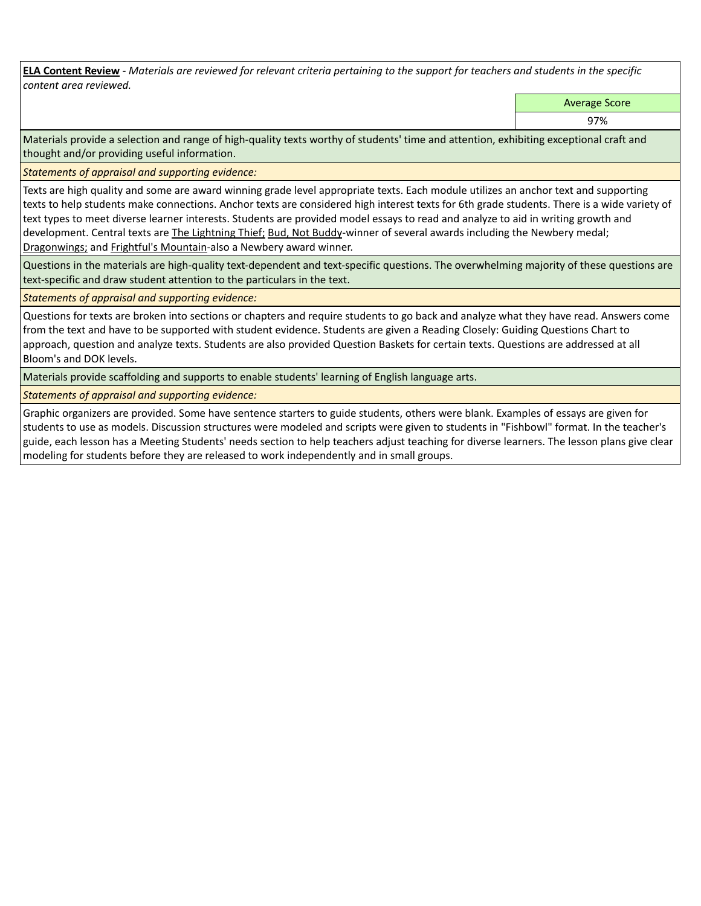**ELA Content Review** - *Materials are reviewed for relevant criteria pertaining to the support for teachers and students in the specific content area reviewed.*

| | Average Score |
|---|---|
| | 97% |

Materials provide a selection and range of high-quality texts worthy of students' time and attention, exhibiting exceptional craft and thought and/or providing useful information.

*Statements of appraisal and supporting evidence:*

Texts are high quality and some are award winning grade level appropriate texts. Each module utilizes an anchor text and supporting texts to help students make connections. Anchor texts are considered high interest texts for 6th grade students. There is a wide variety of text types to meet diverse learner interests. Students are provided model essays to read and analyze to aid in writing growth and development. Central texts are The Lightning Thief; Bud, Not Buddy-winner of several awards including the Newbery medal; Dragonwings; and Frightful's Mountain-also a Newbery award winner.

Questions in the materials are high-quality text-dependent and text-specific questions. The overwhelming majority of these questions are text-specific and draw student attention to the particulars in the text.

*Statements of appraisal and supporting evidence:*

Questions for texts are broken into sections or chapters and require students to go back and analyze what they have read. Answers come from the text and have to be supported with student evidence. Students are given a Reading Closely: Guiding Questions Chart to approach, question and analyze texts. Students are also provided Question Baskets for certain texts. Questions are addressed at all Bloom's and DOK levels.

Materials provide scaffolding and supports to enable students' learning of English language arts.

*Statements of appraisal and supporting evidence:*

Graphic organizers are provided. Some have sentence starters to guide students, others were blank. Examples of essays are given for students to use as models. Discussion structures were modeled and scripts were given to students in "Fishbowl" format. In the teacher's guide, each lesson has a Meeting Students' needs section to help teachers adjust teaching for diverse learners. The lesson plans give clear modeling for students before they are released to work independently and in small groups.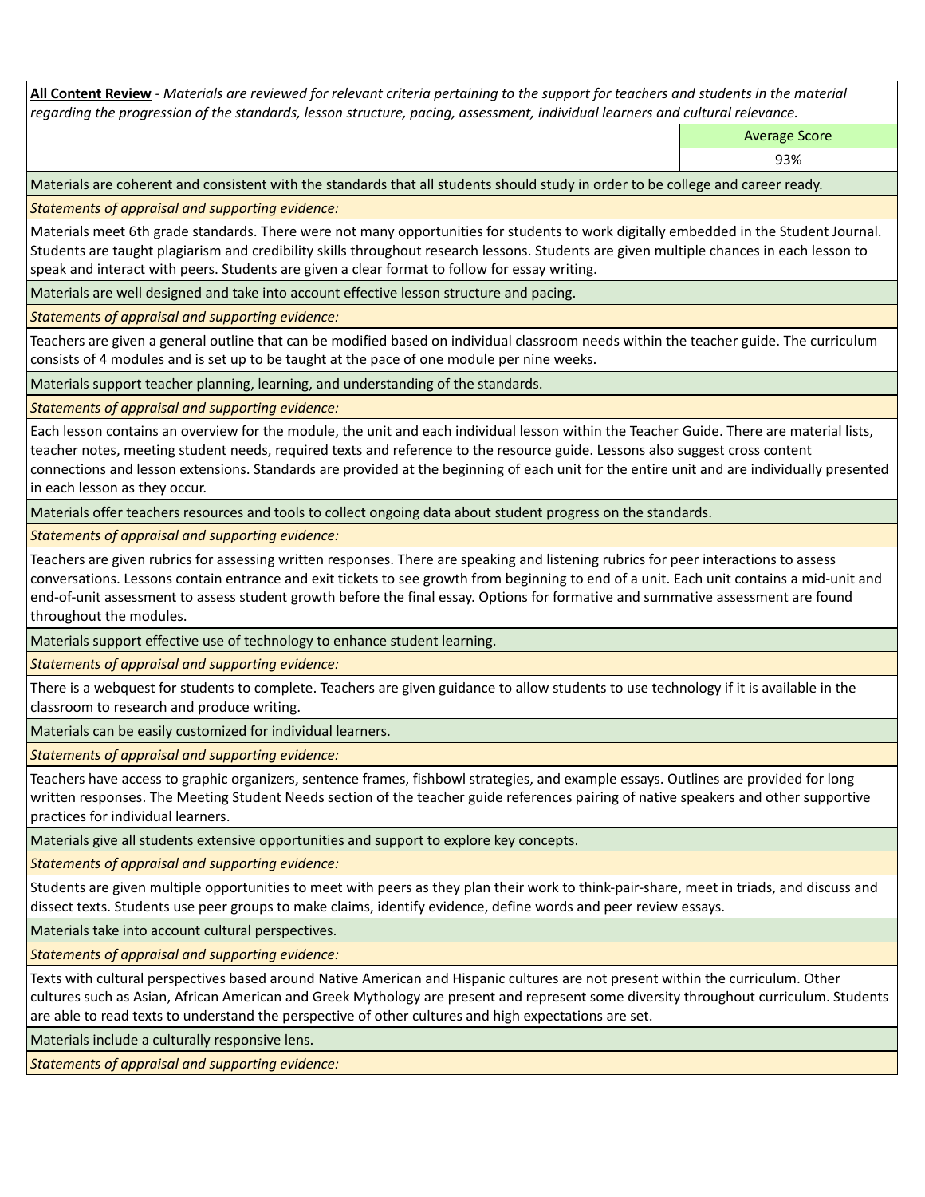**All Content Review** - *Materials are reviewed for relevant criteria pertaining to the support for teachers and students in the material regarding the progression of the standards, lesson structure, pacing, assessment, individual learners and cultural relevance.*

| Average Score |
| --- |
| 93% |

Materials are coherent and consistent with the standards that all students should study in order to be college and career ready.

*Statements of appraisal and supporting evidence:*

Materials meet 6th grade standards. There were not many opportunities for students to work digitally embedded in the Student Journal. Students are taught plagiarism and credibility skills throughout research lessons. Students are given multiple chances in each lesson to speak and interact with peers. Students are given a clear format to follow for essay writing.

Materials are well designed and take into account effective lesson structure and pacing.

*Statements of appraisal and supporting evidence:*

Teachers are given a general outline that can be modified based on individual classroom needs within the teacher guide. The curriculum consists of 4 modules and is set up to be taught at the pace of one module per nine weeks.

Materials support teacher planning, learning, and understanding of the standards.

*Statements of appraisal and supporting evidence:*

Each lesson contains an overview for the module, the unit and each individual lesson within the Teacher Guide. There are material lists, teacher notes, meeting student needs, required texts and reference to the resource guide. Lessons also suggest cross content connections and lesson extensions. Standards are provided at the beginning of each unit for the entire unit and are individually presented in each lesson as they occur.

Materials offer teachers resources and tools to collect ongoing data about student progress on the standards.

*Statements of appraisal and supporting evidence:*

Teachers are given rubrics for assessing written responses. There are speaking and listening rubrics for peer interactions to assess conversations. Lessons contain entrance and exit tickets to see growth from beginning to end of a unit. Each unit contains a mid-unit and end-of-unit assessment to assess student growth before the final essay. Options for formative and summative assessment are found throughout the modules.

Materials support effective use of technology to enhance student learning.

*Statements of appraisal and supporting evidence:*

There is a webquest for students to complete. Teachers are given guidance to allow students to use technology if it is available in the classroom to research and produce writing.

Materials can be easily customized for individual learners.

*Statements of appraisal and supporting evidence:*

Teachers have access to graphic organizers, sentence frames, fishbowl strategies, and example essays. Outlines are provided for long written responses. The Meeting Student Needs section of the teacher guide references pairing of native speakers and other supportive practices for individual learners.

Materials give all students extensive opportunities and support to explore key concepts.

*Statements of appraisal and supporting evidence:*

Students are given multiple opportunities to meet with peers as they plan their work to think-pair-share, meet in triads, and discuss and dissect texts. Students use peer groups to make claims, identify evidence, define words and peer review essays.

Materials take into account cultural perspectives.

*Statements of appraisal and supporting evidence:*

Texts with cultural perspectives based around Native American and Hispanic cultures are not present within the curriculum. Other cultures such as Asian, African American and Greek Mythology are present and represent some diversity throughout curriculum. Students are able to read texts to understand the perspective of other cultures and high expectations are set.

Materials include a culturally responsive lens.

*Statements of appraisal and supporting evidence:*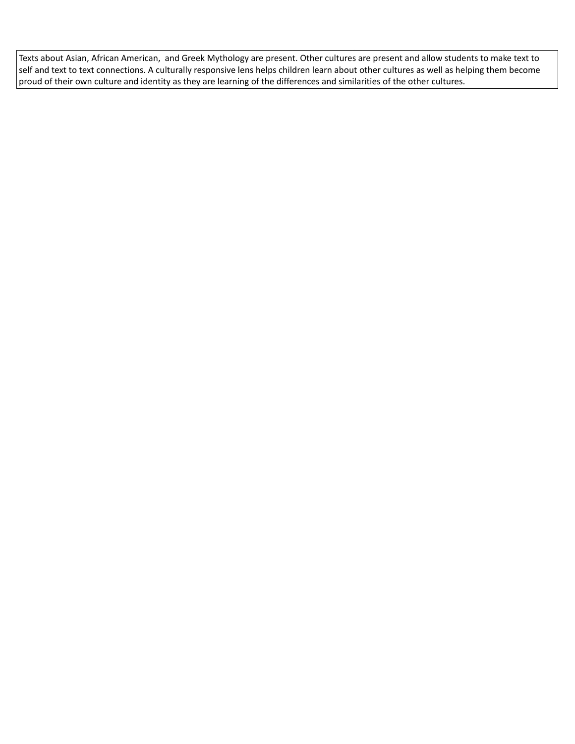Texts about Asian, African American,  and Greek Mythology are present. Other cultures are present and allow students to make text to self and text to text connections. A culturally responsive lens helps children learn about other cultures as well as helping them become proud of their own culture and identity as they are learning of the differences and similarities of the other cultures.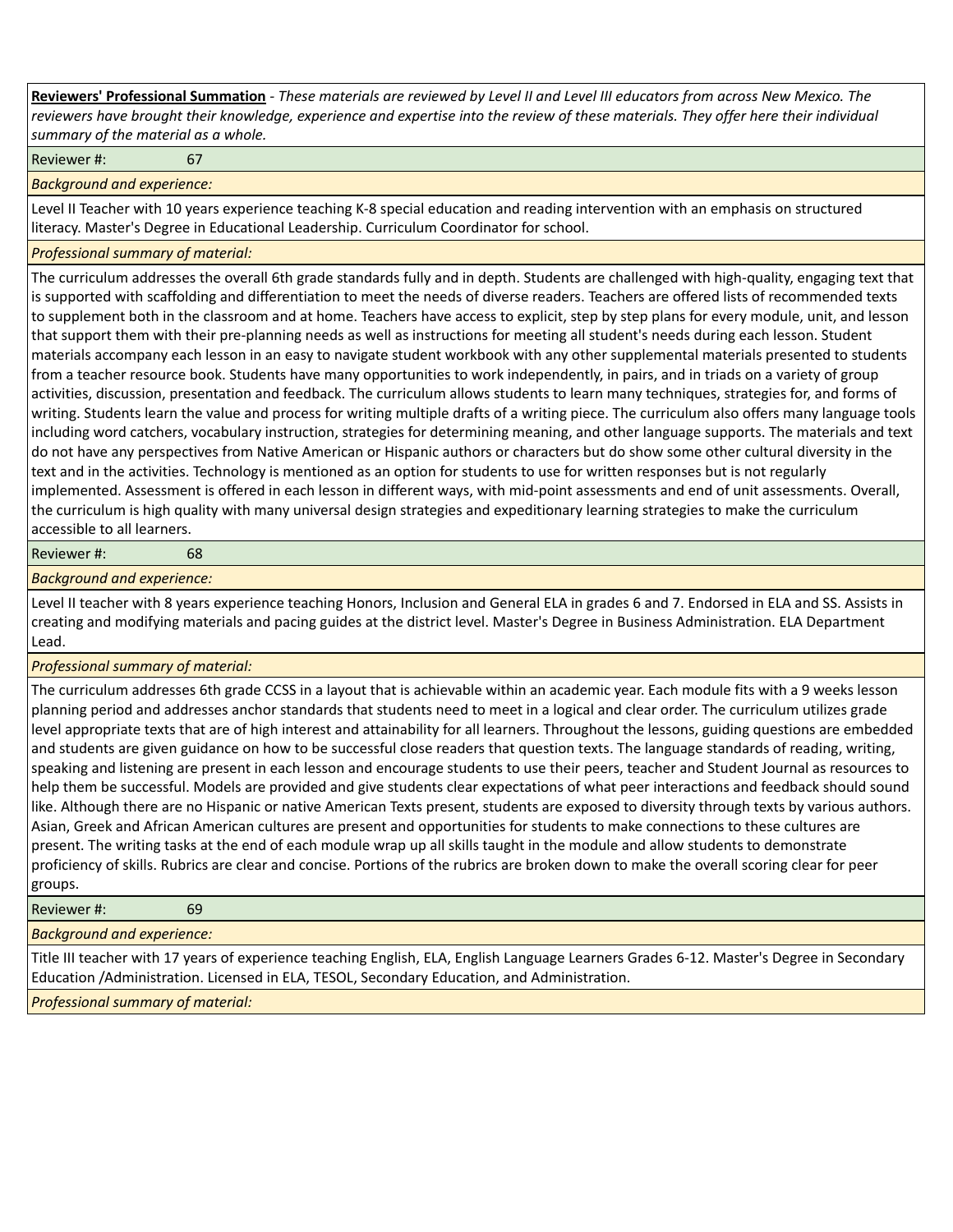**Reviewers' Professional Summation** - *These materials are reviewed by Level II and Level III educators from across New Mexico. The reviewers have brought their knowledge, experience and expertise into the review of these materials. They offer here their individual summary of the material as a whole.*

Reviewer #: 67

*Background and experience:*

Level II Teacher with 10 years experience teaching K-8 special education and reading intervention with an emphasis on structured literacy. Master's Degree in Educational Leadership. Curriculum Coordinator for school.

*Professional summary of material:*

The curriculum addresses the overall 6th grade standards fully and in depth. Students are challenged with high-quality, engaging text that is supported with scaffolding and differentiation to meet the needs of diverse readers. Teachers are offered lists of recommended texts to supplement both in the classroom and at home. Teachers have access to explicit, step by step plans for every module, unit, and lesson that support them with their pre-planning needs as well as instructions for meeting all student's needs during each lesson. Student materials accompany each lesson in an easy to navigate student workbook with any other supplemental materials presented to students from a teacher resource book. Students have many opportunities to work independently, in pairs, and in triads on a variety of group activities, discussion, presentation and feedback. The curriculum allows students to learn many techniques, strategies for, and forms of writing. Students learn the value and process for writing multiple drafts of a writing piece. The curriculum also offers many language tools including word catchers, vocabulary instruction, strategies for determining meaning, and other language supports. The materials and text do not have any perspectives from Native American or Hispanic authors or characters but do show some other cultural diversity in the text and in the activities. Technology is mentioned as an option for students to use for written responses but is not regularly implemented. Assessment is offered in each lesson in different ways, with mid-point assessments and end of unit assessments. Overall, the curriculum is high quality with many universal design strategies and expeditionary learning strategies to make the curriculum accessible to all learners.

Reviewer #: 68

*Background and experience:*

Level II teacher with 8 years experience teaching Honors, Inclusion and General ELA in grades 6 and 7. Endorsed in ELA and SS. Assists in creating and modifying materials and pacing guides at the district level. Master's Degree in Business Administration. ELA Department Lead.

*Professional summary of material:*

The curriculum addresses 6th grade CCSS in a layout that is achievable within an academic year. Each module fits with a 9 weeks lesson planning period and addresses anchor standards that students need to meet in a logical and clear order. The curriculum utilizes grade level appropriate texts that are of high interest and attainability for all learners. Throughout the lessons, guiding questions are embedded and students are given guidance on how to be successful close readers that question texts. The language standards of reading, writing, speaking and listening are present in each lesson and encourage students to use their peers, teacher and Student Journal as resources to help them be successful. Models are provided and give students clear expectations of what peer interactions and feedback should sound like. Although there are no Hispanic or native American Texts present, students are exposed to diversity through texts by various authors. Asian, Greek and African American cultures are present and opportunities for students to make connections to these cultures are present. The writing tasks at the end of each module wrap up all skills taught in the module and allow students to demonstrate proficiency of skills. Rubrics are clear and concise. Portions of the rubrics are broken down to make the overall scoring clear for peer groups.

Reviewer #: 69

*Background and experience:*

Title III teacher with 17 years of experience teaching English, ELA, English Language Learners Grades 6-12. Master's Degree in Secondary Education /Administration. Licensed in ELA, TESOL, Secondary Education, and Administration.

*Professional summary of material:*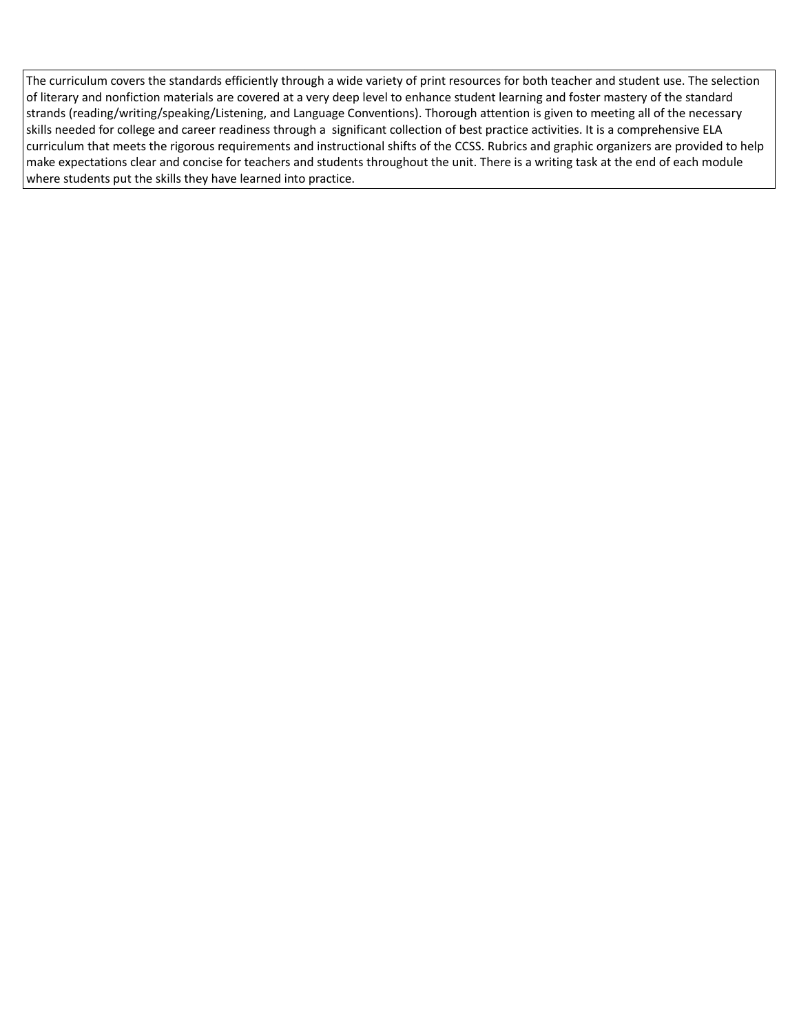The curriculum covers the standards efficiently through a wide variety of print resources for both teacher and student use. The selection of literary and nonfiction materials are covered at a very deep level to enhance student learning and foster mastery of the standard strands (reading/writing/speaking/Listening, and Language Conventions). Thorough attention is given to meeting all of the necessary skills needed for college and career readiness through a significant collection of best practice activities. It is a comprehensive ELA curriculum that meets the rigorous requirements and instructional shifts of the CCSS. Rubrics and graphic organizers are provided to help make expectations clear and concise for teachers and students throughout the unit. There is a writing task at the end of each module where students put the skills they have learned into practice.